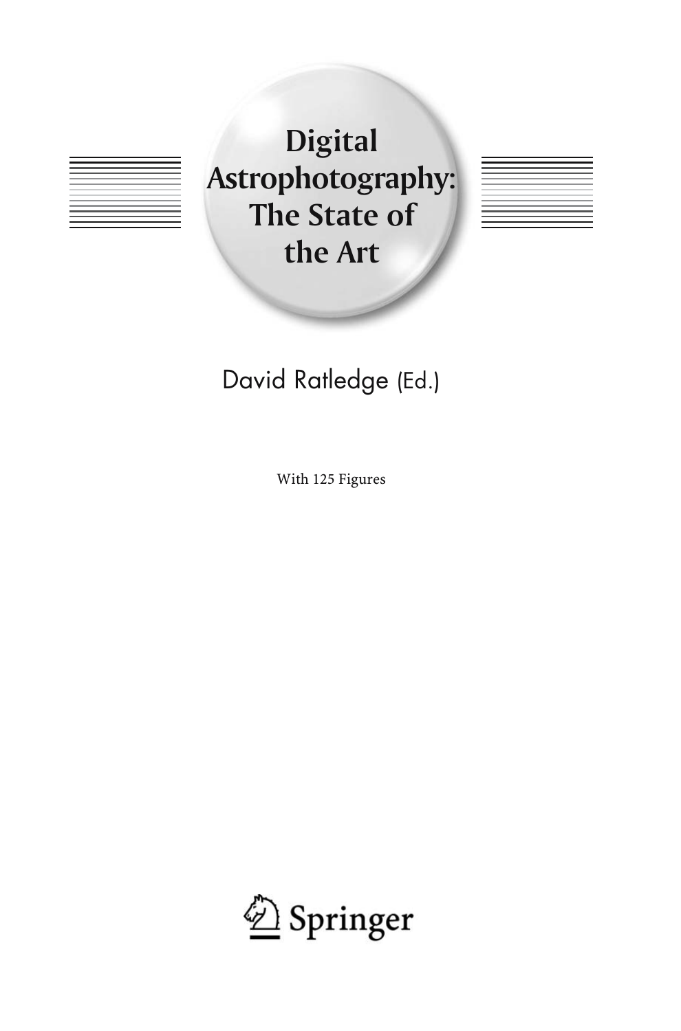# Digital Astrophotography: The State of the Art

David Ratledge (Ed.)

With 125 Figures

Springer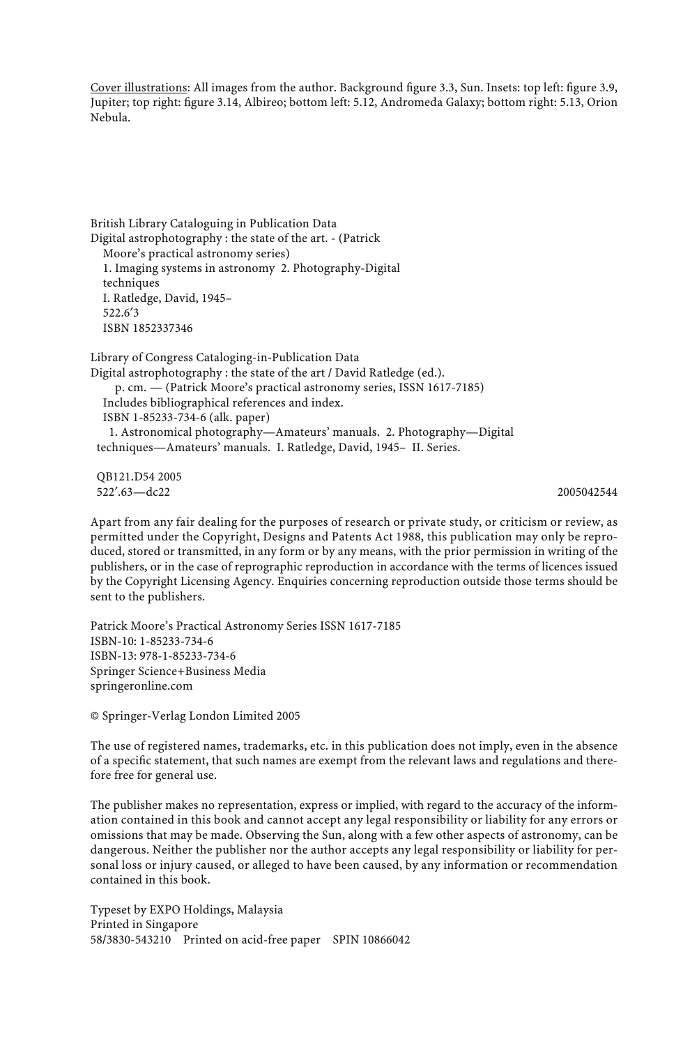<u>Cover illustrations</u>: All images from the author. Background figure 3.3, Sun. Insets: top left: figure 3.9, Jupiter; top right: figure 3.14, Albireo; bottom left: 5.12, Andromeda Galaxy; bottom right: 5.13, Orion Nebula.

British Library Cataloguing in Publication Data
Digital astrophotography : the state of the art. - (Patrick
Moore's practical astronomy series)
1. Imaging systems in astronomy 2. Photography-Digital
techniques
I. Ratledge, David, 1945–
522.6′3
ISBN 1852337346

Library of Congress Cataloging-in-Publication Data
Digital astrophotography : the state of the art / David Ratledge (ed.).
p. cm. — (Patrick Moore's practical astronomy series, ISSN 1617-7185)
Includes bibliographical references and index.
ISBN 1-85233-734-6 (alk. paper)
1. Astronomical photography—Amateurs' manuals. 2. Photography—Digital techniques—Amateurs' manuals. I. Ratledge, David, 1945– II. Series.

QB121.D54 2005
522′.63—dc22 2005042544

Apart from any fair dealing for the purposes of research or private study, or criticism or review, as permitted under the Copyright, Designs and Patents Act 1988, this publication may only be reproduced, stored or transmitted, in any form or by any means, with the prior permission in writing of the publishers, or in the case of reprographic reproduction in accordance with the terms of licences issued by the Copyright Licensing Agency. Enquiries concerning reproduction outside those terms should be sent to the publishers.

Patrick Moore's Practical Astronomy Series ISSN 1617-7185
ISBN-10: 1-85233-734-6
ISBN-13: 978-1-85233-734-6
Springer Science+Business Media
springeronline.com

© Springer-Verlag London Limited 2005

The use of registered names, trademarks, etc. in this publication does not imply, even in the absence of a specific statement, that such names are exempt from the relevant laws and regulations and therefore free for general use.

The publisher makes no representation, express or implied, with regard to the accuracy of the information contained in this book and cannot accept any legal responsibility or liability for any errors or omissions that may be made. Observing the Sun, along with a few other aspects of astronomy, can be dangerous. Neither the publisher nor the author accepts any legal responsibility or liability for personal loss or injury caused, or alleged to have been caused, by any information or recommendation contained in this book.

Typeset by EXPO Holdings, Malaysia
Printed in Singapore
58/3830-543210 Printed on acid-free paper SPIN 10866042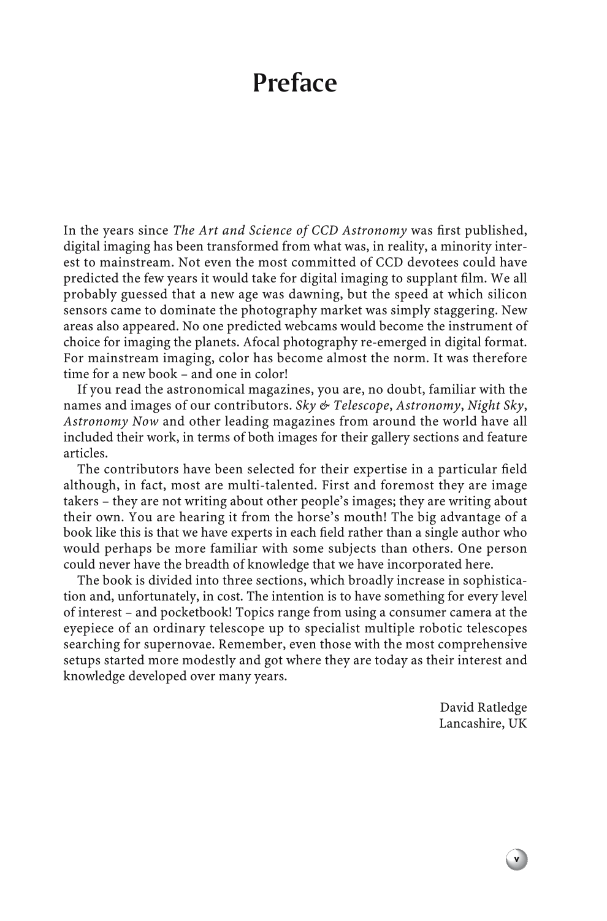# Preface

In the years since *The Art and Science of CCD Astronomy* was first published, digital imaging has been transformed from what was, in reality, a minority interest to mainstream. Not even the most committed of CCD devotees could have predicted the few years it would take for digital imaging to supplant film. We all probably guessed that a new age was dawning, but the speed at which silicon sensors came to dominate the photography market was simply staggering. New areas also appeared. No one predicted webcams would become the instrument of choice for imaging the planets. Afocal photography re-emerged in digital format. For mainstream imaging, color has become almost the norm. It was therefore time for a new book – and one in color!

If you read the astronomical magazines, you are, no doubt, familiar with the names and images of our contributors. *Sky & Telescope*, *Astronomy*, *Night Sky*, *Astronomy Now* and other leading magazines from around the world have all included their work, in terms of both images for their gallery sections and feature articles.

The contributors have been selected for their expertise in a particular field although, in fact, most are multi-talented. First and foremost they are image takers – they are not writing about other people's images; they are writing about their own. You are hearing it from the horse's mouth! The big advantage of a book like this is that we have experts in each field rather than a single author who would perhaps be more familiar with some subjects than others. One person could never have the breadth of knowledge that we have incorporated here.

The book is divided into three sections, which broadly increase in sophistication and, unfortunately, in cost. The intention is to have something for every level of interest – and pocketbook! Topics range from using a consumer camera at the eyepiece of an ordinary telescope up to specialist multiple robotic telescopes searching for supernovae. Remember, even those with the most comprehensive setups started more modestly and got where they are today as their interest and knowledge developed over many years.

David Ratledge
Lancashire, UK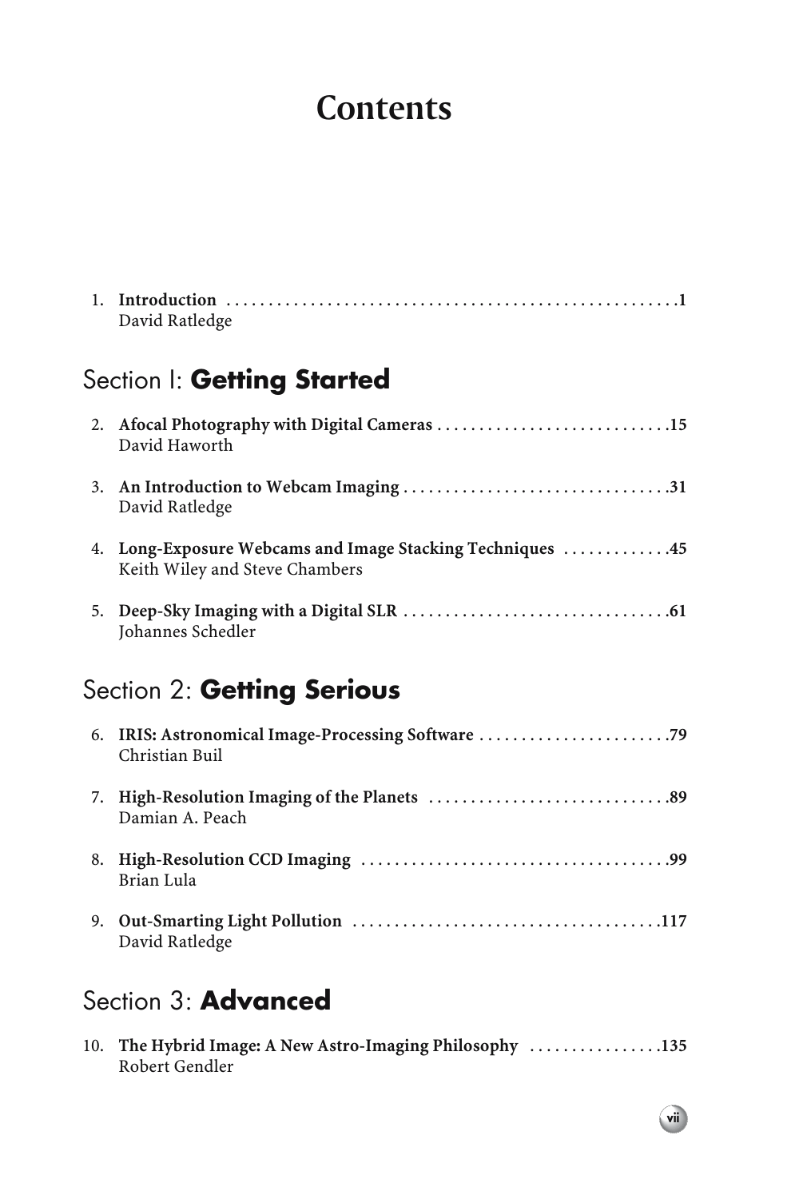# Contents

1. **Introduction** . . . . . . . . . . . . . . . . . . . . . . . . . . . . . . . . . . . . . . . . . . . . . . . . . . . . .**1**
   David Ratledge

## Section I: **Getting Started**

2. **Afocal Photography with Digital Cameras** . . . . . . . . . . . . . . . . . . . . . . . . . . . .**15**
   David Haworth

3. **An Introduction to Webcam Imaging** . . . . . . . . . . . . . . . . . . . . . . . . . . . . . . . .**31**
   David Ratledge

4. **Long-Exposure Webcams and Image Stacking Techniques** . . . . . . . . . . . . .**45**
   Keith Wiley and Steve Chambers

5. **Deep-Sky Imaging with a Digital SLR** . . . . . . . . . . . . . . . . . . . . . . . . . . . . . . . .**61**
   Johannes Schedler

## Section 2: **Getting Serious**

6. **IRIS: Astronomical Image-Processing Software** . . . . . . . . . . . . . . . . . . . . . . .**79**
   Christian Buil

7. **High-Resolution Imaging of the Planets** . . . . . . . . . . . . . . . . . . . . . . . . . . . . .**89**
   Damian A. Peach

8. **High-Resolution CCD Imaging** . . . . . . . . . . . . . . . . . . . . . . . . . . . . . . . . . . . . .**99**
   Brian Lula

9. **Out-Smarting Light Pollution** . . . . . . . . . . . . . . . . . . . . . . . . . . . . . . . . . . . . .**117**
   David Ratledge

## Section 3: **Advanced**

10. **The Hybrid Image: A New Astro-Imaging Philosophy** . . . . . . . . . . . . . . . .**135**
    Robert Gendler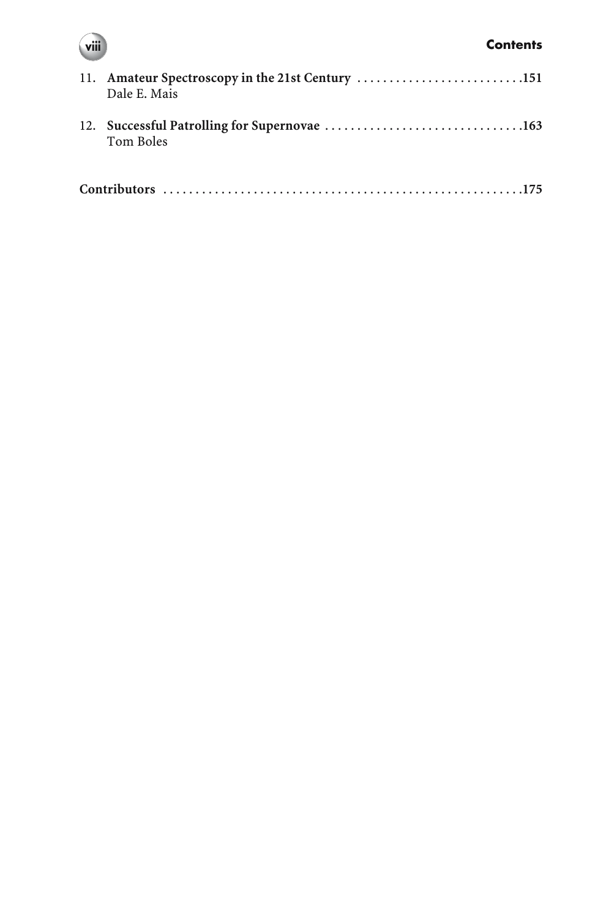11. **Amateur Spectroscopy in the 21st Century** .......................... **151**
    Dale E. Mais

12. **Successful Patrolling for Supernovae** ............................... **163**
    Tom Boles

**Contributors** ........................................................ **175**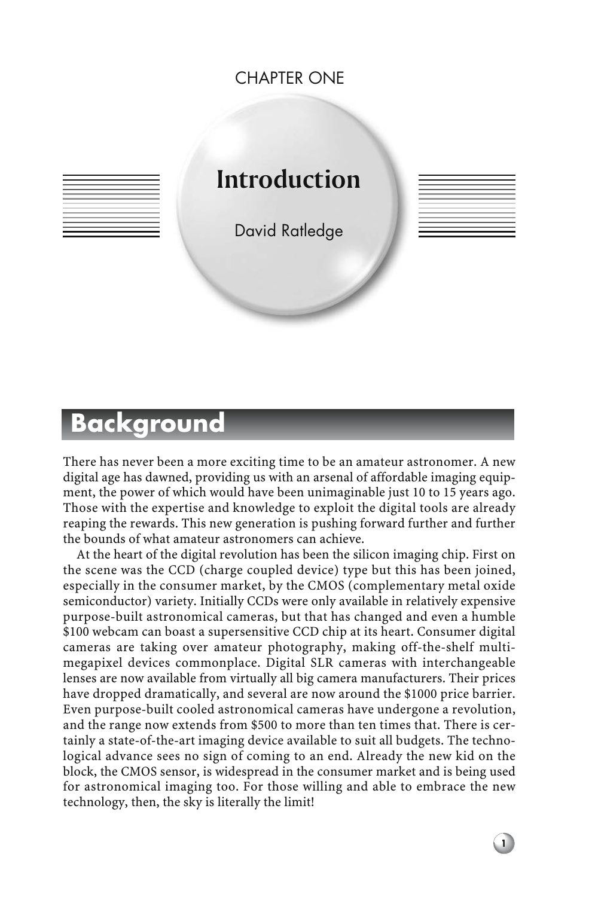CHAPTER ONE

# Introduction

David Ratledge

## Background

There has never been a more exciting time to be an amateur astronomer. A new digital age has dawned, providing us with an arsenal of affordable imaging equipment, the power of which would have been unimaginable just 10 to 15 years ago. Those with the expertise and knowledge to exploit the digital tools are already reaping the rewards. This new generation is pushing forward further and further the bounds of what amateur astronomers can achieve.

At the heart of the digital revolution has been the silicon imaging chip. First on the scene was the CCD (charge coupled device) type but this has been joined, especially in the consumer market, by the CMOS (complementary metal oxide semiconductor) variety. Initially CCDs were only available in relatively expensive purpose-built astronomical cameras, but that has changed and even a humble $100 webcam can boast a supersensitive CCD chip at its heart. Consumer digital cameras are taking over amateur photography, making off-the-shelf multi-megapixel devices commonplace. Digital SLR cameras with interchangeable lenses are now available from virtually all big camera manufacturers. Their prices have dropped dramatically, and several are now around the $1000 price barrier. Even purpose-built cooled astronomical cameras have undergone a revolution, and the range now extends from $500 to more than ten times that. There is certainly a state-of-the-art imaging device available to suit all budgets. The technological advance sees no sign of coming to an end. Already the new kid on the block, the CMOS sensor, is widespread in the consumer market and is being used for astronomical imaging too. For those willing and able to embrace the new technology, then, the sky is literally the limit!